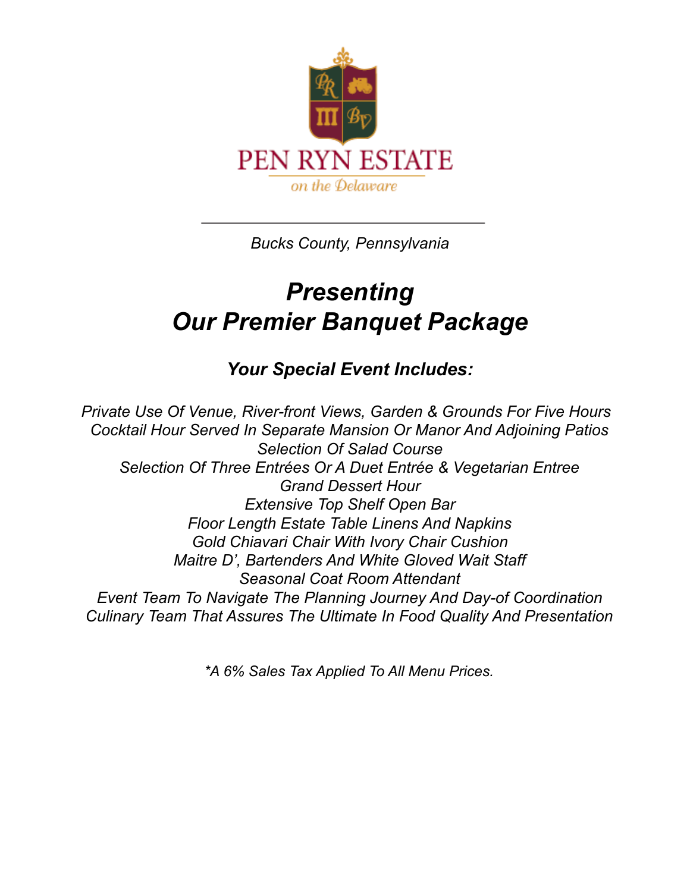PEN RYN ESTATE

on the Delaware

*Bucks County, Pennsylvania*

# *Presenting*
# *Our Premier Banquet Package*

### *Your Special Event Includes:*

*Private Use Of Venue, River-front Views, Garden & Grounds For Five Hours*
*Cocktail Hour Served In Separate Mansion Or Manor And Adjoining Patios*
*Selection Of Salad Course*
*Selection Of Three Entrées Or A Duet Entrée & Vegetarian Entree*
*Grand Dessert Hour*
*Extensive Top Shelf Open Bar*
*Floor Length Estate Table Linens And Napkins*
*Gold Chiavari Chair With Ivory Chair Cushion*
*Maitre D', Bartenders And White Gloved Wait Staff*
*Seasonal Coat Room Attendant*
*Event Team To Navigate The Planning Journey And Day-of Coordination*
*Culinary Team That Assures The Ultimate In Food Quality And Presentation*

*\*A 6% Sales Tax Applied To All Menu Prices.*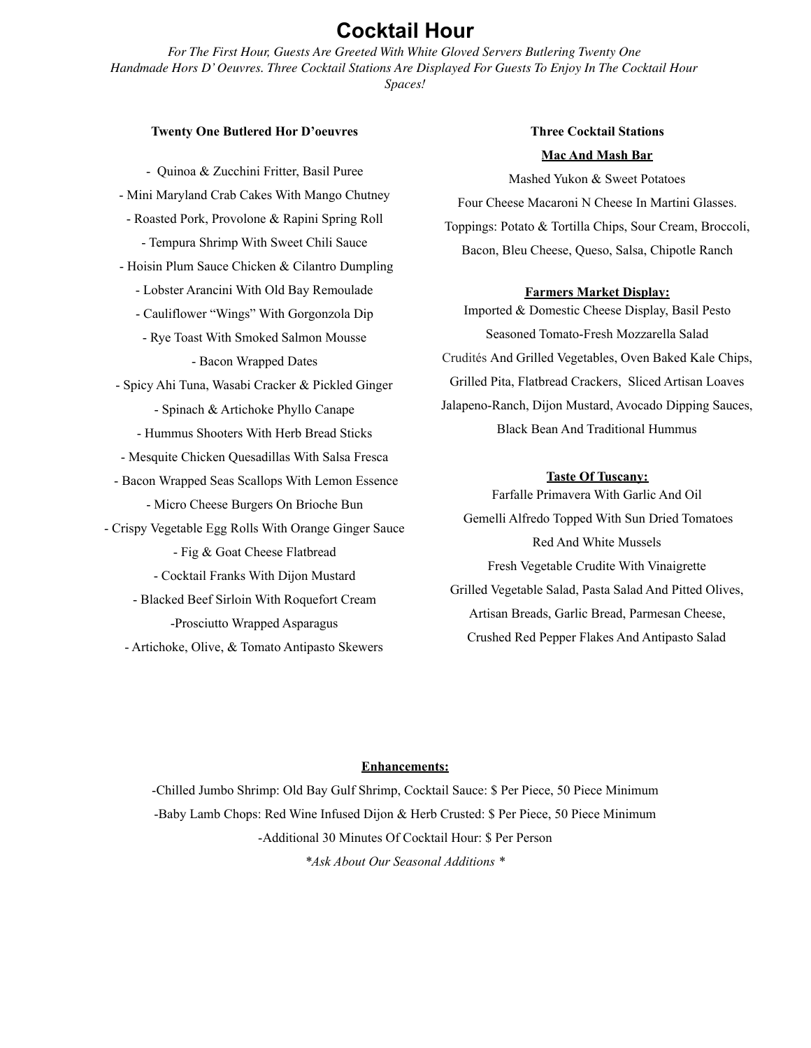# Cocktail Hour

*For The First Hour, Guests Are Greeted With White Gloved Servers Butlering Twenty One Handmade Hors D' Oeuvres. Three Cocktail Stations Are Displayed For Guests To Enjoy In The Cocktail Hour Spaces!*

**Twenty One Butlered Hor D'oeuvres**

- Quinoa & Zucchini Fritter, Basil Puree
- Mini Maryland Crab Cakes With Mango Chutney
- Roasted Pork, Provolone & Rapini Spring Roll
- Tempura Shrimp With Sweet Chili Sauce
- Hoisin Plum Sauce Chicken & Cilantro Dumpling
- Lobster Arancini With Old Bay Remoulade
- Cauliflower "Wings" With Gorgonzola Dip
- Rye Toast With Smoked Salmon Mousse
- Bacon Wrapped Dates
- Spicy Ahi Tuna, Wasabi Cracker & Pickled Ginger
- Spinach & Artichoke Phyllo Canape
- Hummus Shooters With Herb Bread Sticks
- Mesquite Chicken Quesadillas With Salsa Fresca
- Bacon Wrapped Seas Scallops With Lemon Essence
- Micro Cheese Burgers On Brioche Bun
- Crispy Vegetable Egg Rolls With Orange Ginger Sauce
- Fig & Goat Cheese Flatbread
- Cocktail Franks With Dijon Mustard
- Blacked Beef Sirloin With Roquefort Cream
- Prosciutto Wrapped Asparagus
- Artichoke, Olive, & Tomato Antipasto Skewers

**Three Cocktail Stations**

**Mac And Mash Bar**

Mashed Yukon & Sweet Potatoes
Four Cheese Macaroni N Cheese In Martini Glasses.
Toppings: Potato & Tortilla Chips, Sour Cream, Broccoli, Bacon, Bleu Cheese, Queso, Salsa, Chipotle Ranch

**Farmers Market Display:**

Imported & Domestic Cheese Display, Basil Pesto
Seasoned Tomato-Fresh Mozzarella Salad
Crudités And Grilled Vegetables, Oven Baked Kale Chips, Grilled Pita, Flatbread Crackers, Sliced Artisan Loaves
Jalapeno-Ranch, Dijon Mustard, Avocado Dipping Sauces, Black Bean And Traditional Hummus

**Taste Of Tuscany:**

Farfalle Primavera With Garlic And Oil
Gemelli Alfredo Topped With Sun Dried Tomatoes
Red And White Mussels
Fresh Vegetable Crudite With Vinaigrette
Grilled Vegetable Salad, Pasta Salad And Pitted Olives, Artisan Breads, Garlic Bread, Parmesan Cheese, Crushed Red Pepper Flakes And Antipasto Salad

**Enhancements:**

-Chilled Jumbo Shrimp: Old Bay Gulf Shrimp, Cocktail Sauce: $ Per Piece, 50 Piece Minimum
-Baby Lamb Chops: Red Wine Infused Dijon & Herb Crusted: $ Per Piece, 50 Piece Minimum
-Additional 30 Minutes Of Cocktail Hour: $ Per Person

*\*Ask About Our Seasonal Additions \**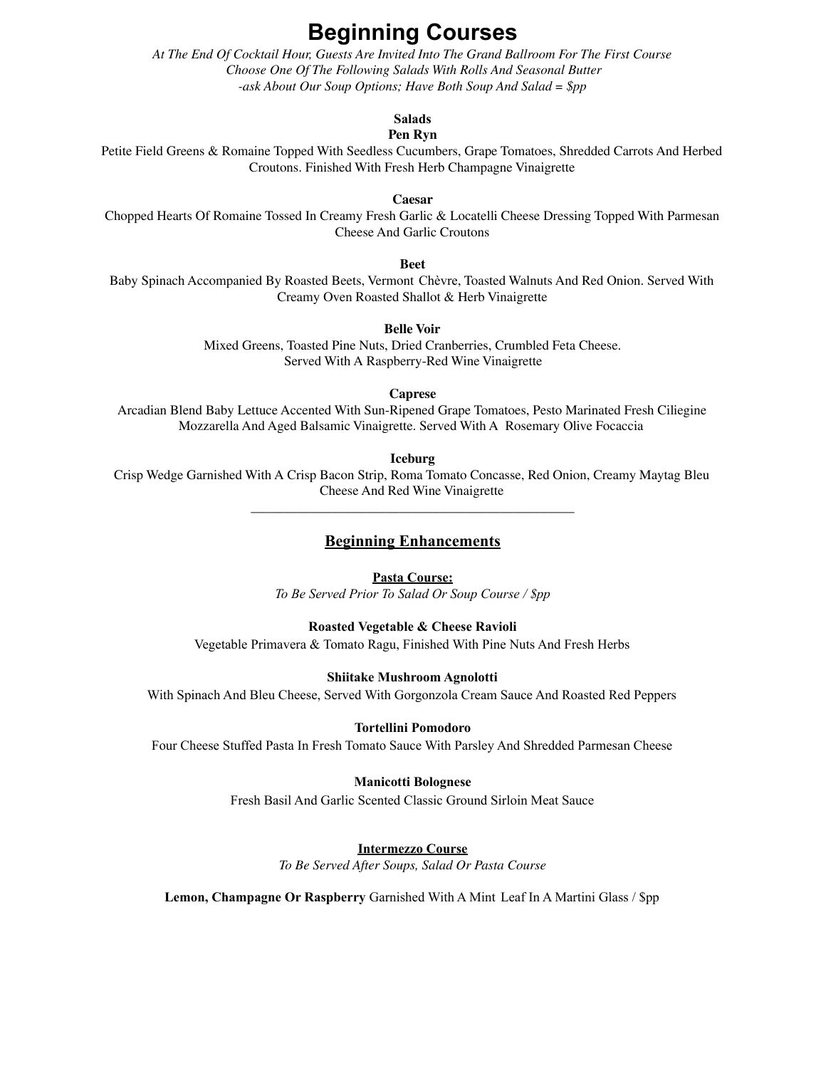# Beginning Courses

*At The End Of Cocktail Hour, Guests Are Invited Into The Grand Ballroom For The First Course*
*Choose One Of The Following Salads With Rolls And Seasonal Butter*
*-ask About Our Soup Options; Have Both Soup And Salad = $pp*

**Salads**

**Pen Ryn**

Petite Field Greens & Romaine Topped With Seedless Cucumbers, Grape Tomatoes, Shredded Carrots And Herbed Croutons. Finished With Fresh Herb Champagne Vinaigrette

**Caesar**

Chopped Hearts Of Romaine Tossed In Creamy Fresh Garlic & Locatelli Cheese Dressing Topped With Parmesan Cheese And Garlic Croutons

**Beet**

Baby Spinach Accompanied By Roasted Beets, Vermont Chèvre, Toasted Walnuts And Red Onion. Served With Creamy Oven Roasted Shallot & Herb Vinaigrette

**Belle Voir**

Mixed Greens, Toasted Pine Nuts, Dried Cranberries, Crumbled Feta Cheese.
Served With A Raspberry-Red Wine Vinaigrette

**Caprese**

Arcadian Blend Baby Lettuce Accented With Sun-Ripened Grape Tomatoes, Pesto Marinated Fresh Ciliegine Mozzarella And Aged Balsamic Vinaigrette. Served With A Rosemary Olive Focaccia

**Iceburg**

Crisp Wedge Garnished With A Crisp Bacon Strip, Roma Tomato Concasse, Red Onion, Creamy Maytag Bleu Cheese And Red Wine Vinaigrette

---

## Beginning Enhancements

**Pasta Course:**

*To Be Served Prior To Salad Or Soup Course / $pp*

**Roasted Vegetable & Cheese Ravioli**

Vegetable Primavera & Tomato Ragu, Finished With Pine Nuts And Fresh Herbs

**Shiitake Mushroom Agnolotti**

With Spinach And Bleu Cheese, Served With Gorgonzola Cream Sauce And Roasted Red Peppers

**Tortellini Pomodoro**

Four Cheese Stuffed Pasta In Fresh Tomato Sauce With Parsley And Shredded Parmesan Cheese

**Manicotti Bolognese**

Fresh Basil And Garlic Scented Classic Ground Sirloin Meat Sauce

**Intermezzo Course**

*To Be Served After Soups, Salad Or Pasta Course*

**Lemon, Champagne Or Raspberry** Garnished With A Mint Leaf In A Martini Glass / $pp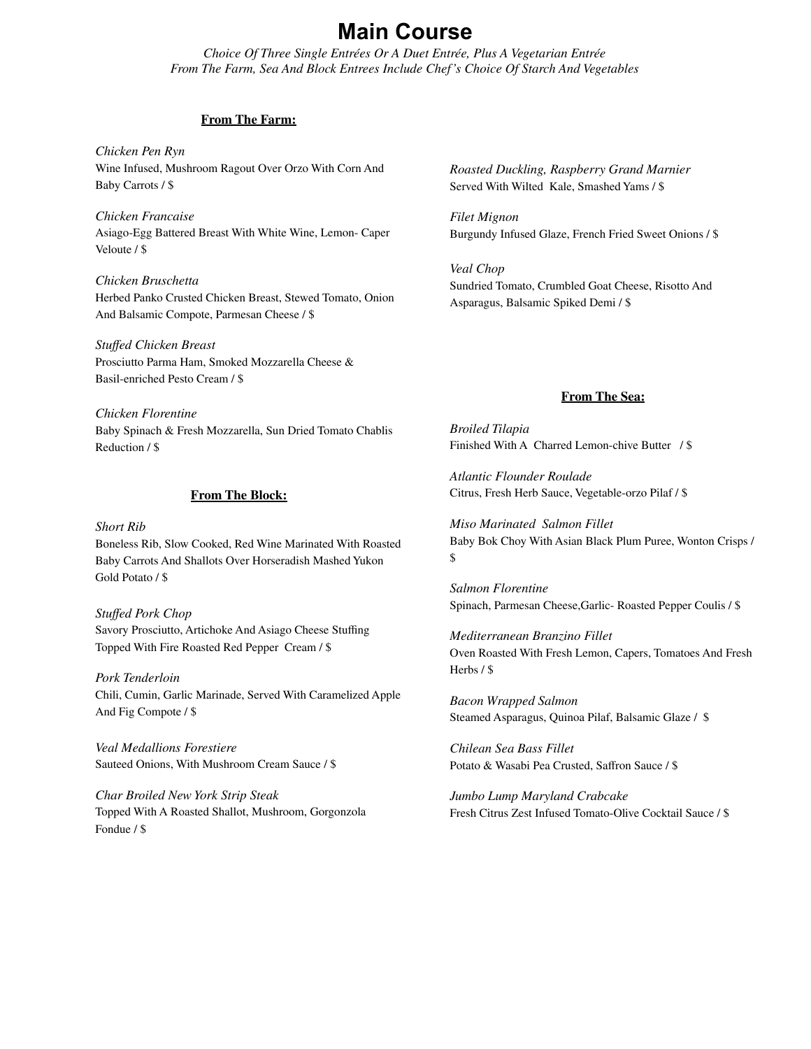# Main Course

*Choice Of Three Single Entrées Or A Duet Entrée, Plus A Vegetarian Entrée*
*From The Farm, Sea And Block Entrees Include Chef's Choice Of Starch And Vegetables*

## From The Farm:

*Chicken Pen Ryn*
Wine Infused, Mushroom Ragout Over Orzo With Corn And Baby Carrots / $

*Chicken Francaise*
Asiago-Egg Battered Breast With White Wine, Lemon- Caper Veloute / $

*Chicken Bruschetta*
Herbed Panko Crusted Chicken Breast, Stewed Tomato, Onion And Balsamic Compote, Parmesan Cheese / $

*Stuffed Chicken Breast*
Prosciutto Parma Ham, Smoked Mozzarella Cheese & Basil-enriched Pesto Cream / $

*Chicken Florentine*
Baby Spinach & Fresh Mozzarella, Sun Dried Tomato Chablis Reduction / $

*Roasted Duckling, Raspberry Grand Marnier*
Served With Wilted Kale, Smashed Yams / $

*Filet Mignon*
Burgundy Infused Glaze, French Fried Sweet Onions / $

*Veal Chop*
Sundried Tomato, Crumbled Goat Cheese, Risotto And Asparagus, Balsamic Spiked Demi / $

## From The Block:

*Short Rib*
Boneless Rib, Slow Cooked, Red Wine Marinated With Roasted Baby Carrots And Shallots Over Horseradish Mashed Yukon Gold Potato / $

*Stuffed Pork Chop*
Savory Prosciutto, Artichoke And Asiago Cheese Stuffing Topped With Fire Roasted Red Pepper Cream / $

*Pork Tenderloin*
Chili, Cumin, Garlic Marinade, Served With Caramelized Apple And Fig Compote / $

*Veal Medallions Forestiere*
Sauteed Onions, With Mushroom Cream Sauce / $

*Char Broiled New York Strip Steak*
Topped With A Roasted Shallot, Mushroom, Gorgonzola Fondue / $

## From The Sea:

*Broiled Tilapia*
Finished With A Charred Lemon-chive Butter / $

*Atlantic Flounder Roulade*
Citrus, Fresh Herb Sauce, Vegetable-orzo Pilaf / $

*Miso Marinated Salmon Fillet*
Baby Bok Choy With Asian Black Plum Puree, Wonton Crisps / $

*Salmon Florentine*
Spinach, Parmesan Cheese,Garlic- Roasted Pepper Coulis / $

*Mediterranean Branzino Fillet*
Oven Roasted With Fresh Lemon, Capers, Tomatoes And Fresh Herbs / $

*Bacon Wrapped Salmon*
Steamed Asparagus, Quinoa Pilaf, Balsamic Glaze / $

*Chilean Sea Bass Fillet*
Potato & Wasabi Pea Crusted, Saffron Sauce / $

*Jumbo Lump Maryland Crabcake*
Fresh Citrus Zest Infused Tomato-Olive Cocktail Sauce / $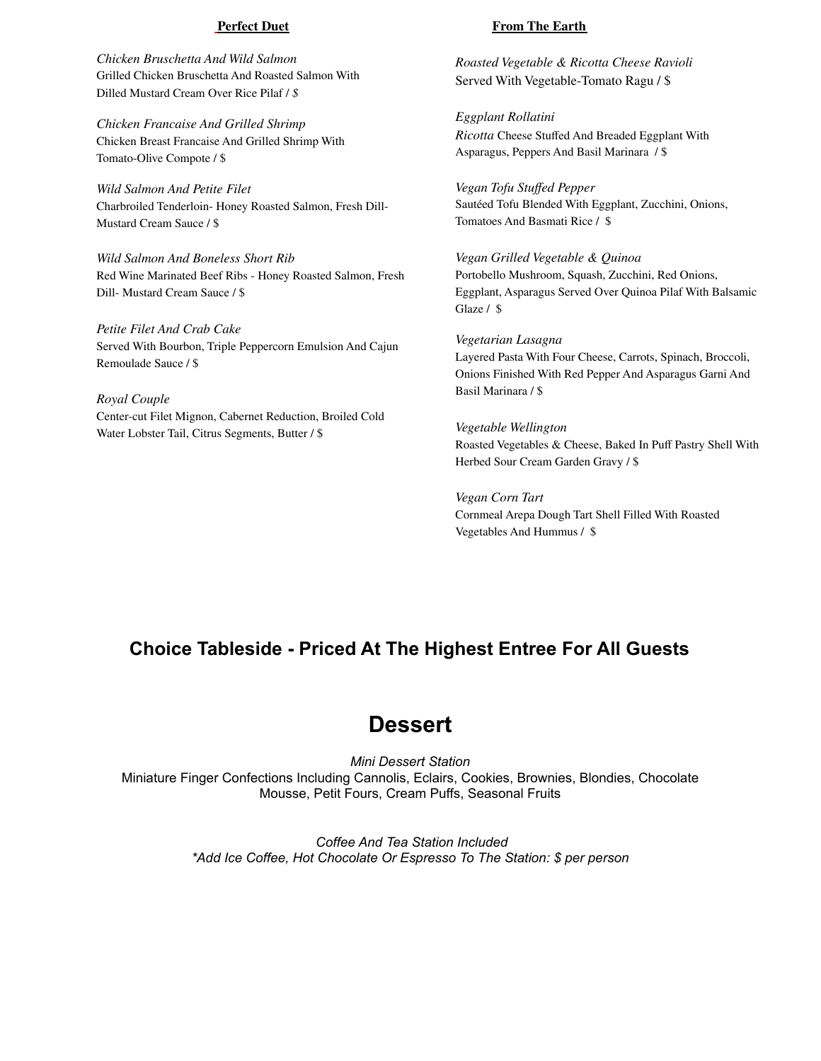## Perfect Duet

*Chicken Bruschetta And Wild Salmon*
Grilled Chicken Bruschetta And Roasted Salmon With Dilled Mustard Cream Over Rice Pilaf / *$*

*Chicken Francaise And Grilled Shrimp*
Chicken Breast Francaise And Grilled Shrimp With Tomato-Olive Compote / $

*Wild Salmon And Petite Filet*
Charbroiled Tenderloin- Honey Roasted Salmon, Fresh Dill-Mustard Cream Sauce / $

*Wild Salmon And Boneless Short Rib*
Red Wine Marinated Beef Ribs - Honey Roasted Salmon, Fresh Dill- Mustard Cream Sauce / $

*Petite Filet And Crab Cake*
Served With Bourbon, Triple Peppercorn Emulsion And Cajun Remoulade Sauce / $

*Royal Couple*
Center-cut Filet Mignon, Cabernet Reduction, Broiled Cold Water Lobster Tail, Citrus Segments, Butter / $

## From The Earth

*Roasted Vegetable & Ricotta Cheese Ravioli*
Served With Vegetable-Tomato Ragu / $

*Eggplant Rollatini*
*Ricotta* Cheese Stuffed And Breaded Eggplant With Asparagus, Peppers And Basil Marinara / $

*Vegan Tofu Stuffed Pepper*
Sautéed Tofu Blended With Eggplant, Zucchini, Onions, Tomatoes And Basmati Rice / $

*Vegan Grilled Vegetable & Quinoa*
Portobello Mushroom, Squash, Zucchini, Red Onions, Eggplant, Asparagus Served Over Quinoa Pilaf With Balsamic Glaze / $

*Vegetarian Lasagna*
Layered Pasta With Four Cheese, Carrots, Spinach, Broccoli, Onions Finished With Red Pepper And Asparagus Garni And Basil Marinara / $

*Vegetable Wellington*
Roasted Vegetables & Cheese, Baked In Puff Pastry Shell With Herbed Sour Cream Garden Gravy / $

*Vegan Corn Tart*
Cornmeal Arepa Dough Tart Shell Filled With Roasted Vegetables And Hummus / $

### Choice Tableside - Priced At The Highest Entree For All Guests

# Dessert

*Mini Dessert Station*
Miniature Finger Confections Including Cannolis, Eclairs, Cookies, Brownies, Blondies, Chocolate Mousse, Petit Fours, Cream Puffs, Seasonal Fruits

*Coffee And Tea Station Included*
*\*Add Ice Coffee, Hot Chocolate Or Espresso To The Station: $ per person*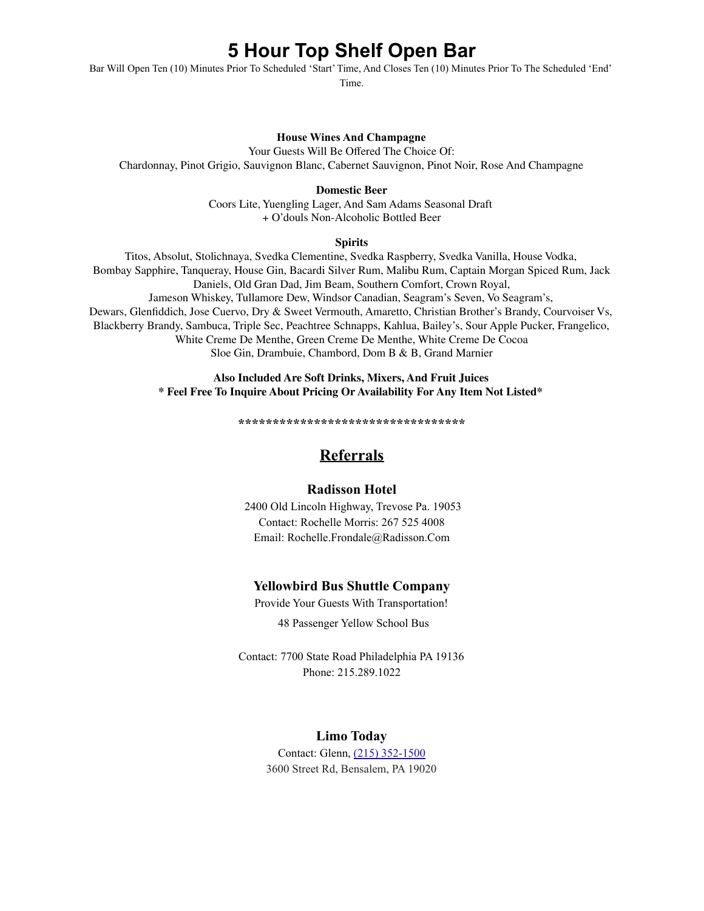# 5 Hour Top Shelf Open Bar

Bar Will Open Ten (10) Minutes Prior To Scheduled 'Start' Time, And Closes Ten (10) Minutes Prior To The Scheduled 'End' Time.

**House Wines And Champagne**

Your Guests Will Be Offered The Choice Of:
Chardonnay, Pinot Grigio, Sauvignon Blanc, Cabernet Sauvignon, Pinot Noir, Rose And Champagne

**Domestic Beer**

Coors Lite, Yuengling Lager, And Sam Adams Seasonal Draft
+ O'douls Non-Alcoholic Bottled Beer

**Spirits**

Titos, Absolut, Stolichnaya, Svedka Clementine, Svedka Raspberry, Svedka Vanilla, House Vodka, Bombay Sapphire, Tanqueray, House Gin, Bacardi Silver Rum, Malibu Rum, Captain Morgan Spiced Rum, Jack Daniels, Old Gran Dad, Jim Beam, Southern Comfort, Crown Royal, Jameson Whiskey, Tullamore Dew, Windsor Canadian, Seagram's Seven, Vo Seagram's, Dewars, Glenfiddich, Jose Cuervo, Dry & Sweet Vermouth, Amaretto, Christian Brother's Brandy, Courvoiser Vs, Blackberry Brandy, Sambuca, Triple Sec, Peachtree Schnapps, Kahlua, Bailey's, Sour Apple Pucker, Frangelico, White Creme De Menthe, Green Creme De Menthe, White Creme De Cocoa
Sloe Gin, Drambuie, Chambord, Dom B & B, Grand Marnier

**Also Included Are Soft Drinks, Mixers, And Fruit Juices**
**\* Feel Free To Inquire About Pricing Or Availability For Any Item Not Listed\***

**\*\*\*\*\*\*\*\*\*\*\*\*\*\*\*\*\*\*\*\*\*\*\*\*\*\*\*\*\*\*\*\*\*\***

## Referrals

### Radisson Hotel

2400 Old Lincoln Highway, Trevose Pa. 19053
Contact: Rochelle Morris: 267 525 4008
Email: Rochelle.Frondale@Radisson.Com

### Yellowbird Bus Shuttle Company

Provide Your Guests With Transportation!

48 Passenger Yellow School Bus

Contact: 7700 State Road Philadelphia PA 19136
Phone: 215.289.1022

### Limo Today

Contact: Glenn, (215) 352-1500
3600 Street Rd, Bensalem, PA 19020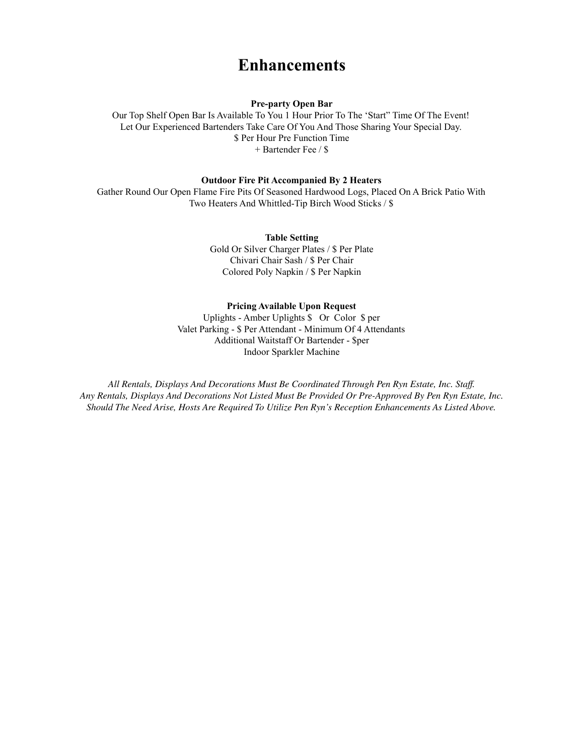# Enhancements

**Pre-party Open Bar**

Our Top Shelf Open Bar Is Available To You 1 Hour Prior To The 'Start" Time Of The Event!
Let Our Experienced Bartenders Take Care Of You And Those Sharing Your Special Day.
$ Per Hour Pre Function Time
+ Bartender Fee / $

**Outdoor Fire Pit Accompanied By 2 Heaters**

Gather Round Our Open Flame Fire Pits Of Seasoned Hardwood Logs, Placed On A Brick Patio With Two Heaters And Whittled-Tip Birch Wood Sticks / $

**Table Setting**

Gold Or Silver Charger Plates / $ Per Plate
Chivari Chair Sash / $ Per Chair
Colored Poly Napkin / $ Per Napkin

**Pricing Available Upon Request**

Uplights - Amber Uplights $ Or Color $ per
Valet Parking - $ Per Attendant - Minimum Of 4 Attendants
Additional Waitstaff Or Bartender - $per
Indoor Sparkler Machine

*All Rentals, Displays And Decorations Must Be Coordinated Through Pen Ryn Estate, Inc. Staff.*
*Any Rentals, Displays And Decorations Not Listed Must Be Provided Or Pre-Approved By Pen Ryn Estate, Inc.*
*Should The Need Arise, Hosts Are Required To Utilize Pen Ryn's Reception Enhancements As Listed Above.*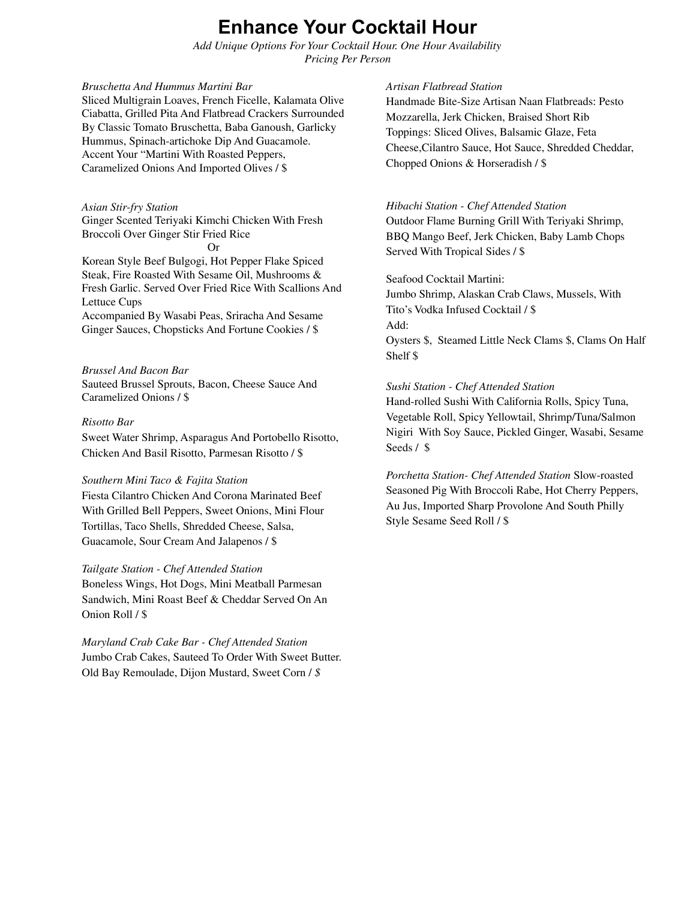# Enhance Your Cocktail Hour

*Add Unique Options For Your Cocktail Hour. One Hour Availability*
*Pricing Per Person*

*Bruschetta And Hummus Martini Bar*
Sliced Multigrain Loaves, French Ficelle, Kalamata Olive Ciabatta, Grilled Pita And Flatbread Crackers Surrounded By Classic Tomato Bruschetta, Baba Ganoush, Garlicky Hummus, Spinach-artichoke Dip And Guacamole. Accent Your "Martini With Roasted Peppers, Caramelized Onions And Imported Olives / $

*Asian Stir-fry Station*
Ginger Scented Teriyaki Kimchi Chicken With Fresh Broccoli Over Ginger Stir Fried Rice

Or

Korean Style Beef Bulgogi, Hot Pepper Flake Spiced Steak, Fire Roasted With Sesame Oil, Mushrooms & Fresh Garlic. Served Over Fried Rice With Scallions And Lettuce Cups
Accompanied By Wasabi Peas, Sriracha And Sesame Ginger Sauces, Chopsticks And Fortune Cookies / $

*Brussel And Bacon Bar*
Sauteed Brussel Sprouts, Bacon, Cheese Sauce And Caramelized Onions / $

*Risotto Bar*
Sweet Water Shrimp, Asparagus And Portobello Risotto, Chicken And Basil Risotto, Parmesan Risotto / $

*Southern Mini Taco & Fajita Station*
Fiesta Cilantro Chicken And Corona Marinated Beef With Grilled Bell Peppers, Sweet Onions, Mini Flour Tortillas, Taco Shells, Shredded Cheese, Salsa, Guacamole, Sour Cream And Jalapenos / $

*Tailgate Station - Chef Attended Station*
Boneless Wings, Hot Dogs, Mini Meatball Parmesan Sandwich, Mini Roast Beef & Cheddar Served On An Onion Roll / $

*Maryland Crab Cake Bar - Chef Attended Station*
Jumbo Crab Cakes, Sauteed To Order With Sweet Butter. Old Bay Remoulade, Dijon Mustard, Sweet Corn / *$*

*Artisan Flatbread Station*
Handmade Bite-Size Artisan Naan Flatbreads: Pesto Mozzarella, Jerk Chicken, Braised Short Rib
Toppings: Sliced Olives, Balsamic Glaze, Feta Cheese,Cilantro Sauce, Hot Sauce, Shredded Cheddar, Chopped Onions & Horseradish / $

*Hibachi Station - Chef Attended Station*
Outdoor Flame Burning Grill With Teriyaki Shrimp, BBQ Mango Beef, Jerk Chicken, Baby Lamb Chops Served With Tropical Sides / $

Seafood Cocktail Martini:
Jumbo Shrimp, Alaskan Crab Claws, Mussels, With Tito's Vodka Infused Cocktail / $
Add:
Oysters $, Steamed Little Neck Clams $, Clams On Half Shelf $

*Sushi Station - Chef Attended Station*
Hand-rolled Sushi With California Rolls, Spicy Tuna, Vegetable Roll, Spicy Yellowtail, Shrimp/Tuna/Salmon Nigiri With Soy Sauce, Pickled Ginger, Wasabi, Sesame Seeds / $

*Porchetta Station- Chef Attended Station* Slow-roasted Seasoned Pig With Broccoli Rabe, Hot Cherry Peppers, Au Jus, Imported Sharp Provolone And South Philly Style Sesame Seed Roll / $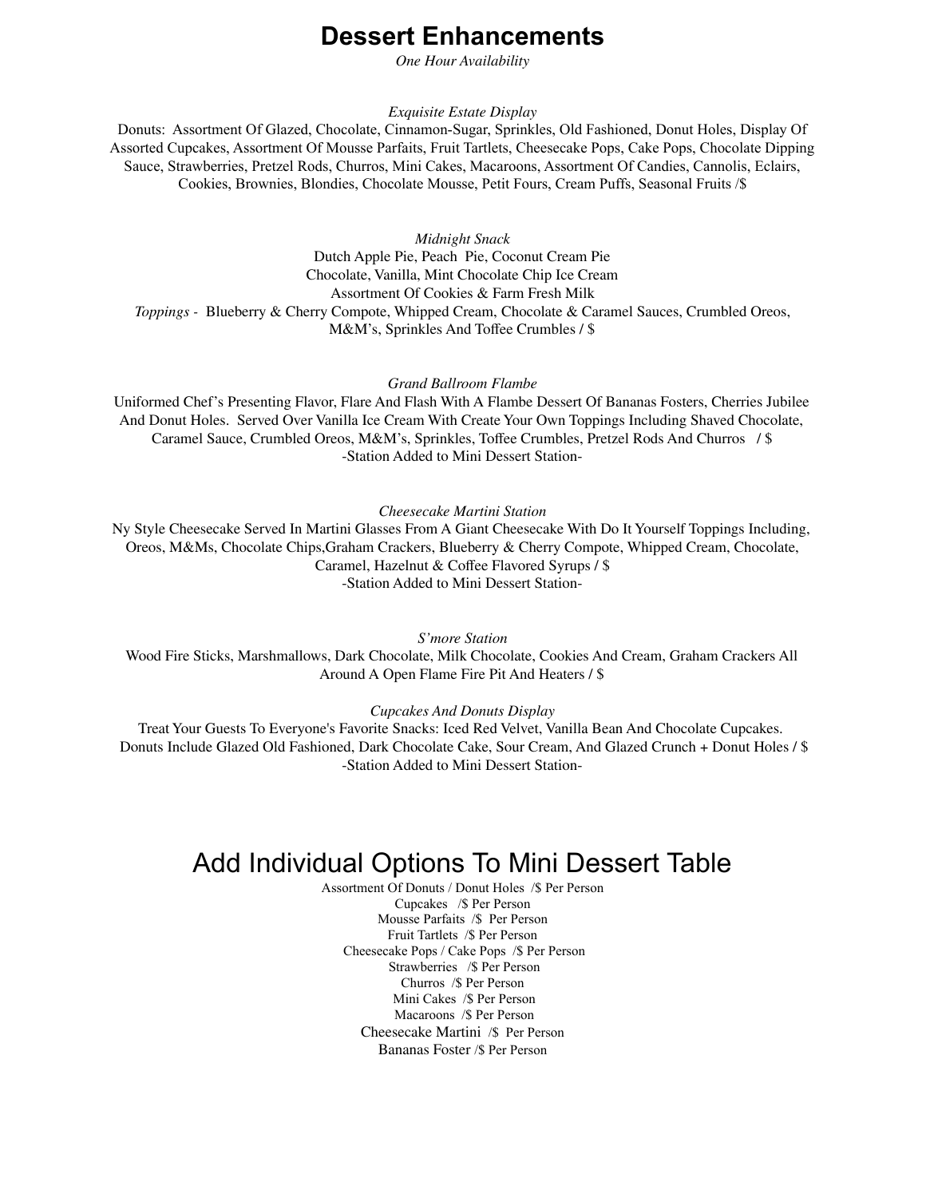# Dessert Enhancements

*One Hour Availability*

*Exquisite Estate Display*

Donuts: Assortment Of Glazed, Chocolate, Cinnamon-Sugar, Sprinkles, Old Fashioned, Donut Holes, Display Of Assorted Cupcakes, Assortment Of Mousse Parfaits, Fruit Tartlets, Cheesecake Pops, Cake Pops, Chocolate Dipping Sauce, Strawberries, Pretzel Rods, Churros, Mini Cakes, Macaroons, Assortment Of Candies, Cannolis, Eclairs, Cookies, Brownies, Blondies, Chocolate Mousse, Petit Fours, Cream Puffs, Seasonal Fruits /$

*Midnight Snack*

Dutch Apple Pie, Peach Pie, Coconut Cream Pie
Chocolate, Vanilla, Mint Chocolate Chip Ice Cream
Assortment Of Cookies & Farm Fresh Milk
*Toppings -* Blueberry & Cherry Compote, Whipped Cream, Chocolate & Caramel Sauces, Crumbled Oreos, M&M's, Sprinkles And Toffee Crumbles / $

*Grand Ballroom Flambe*

Uniformed Chef's Presenting Flavor, Flare And Flash With A Flambe Dessert Of Bananas Fosters, Cherries Jubilee And Donut Holes. Served Over Vanilla Ice Cream With Create Your Own Toppings Including Shaved Chocolate, Caramel Sauce, Crumbled Oreos, M&M's, Sprinkles, Toffee Crumbles, Pretzel Rods And Churros / $
-Station Added to Mini Dessert Station-

*Cheesecake Martini Station*

Ny Style Cheesecake Served In Martini Glasses From A Giant Cheesecake With Do It Yourself Toppings Including, Oreos, M&Ms, Chocolate Chips,Graham Crackers, Blueberry & Cherry Compote, Whipped Cream, Chocolate, Caramel, Hazelnut & Coffee Flavored Syrups / $
-Station Added to Mini Dessert Station-

*S'more Station*

Wood Fire Sticks, Marshmallows, Dark Chocolate, Milk Chocolate, Cookies And Cream, Graham Crackers All Around A Open Flame Fire Pit And Heaters / $

*Cupcakes And Donuts Display*

Treat Your Guests To Everyone's Favorite Snacks: Iced Red Velvet, Vanilla Bean And Chocolate Cupcakes. Donuts Include Glazed Old Fashioned, Dark Chocolate Cake, Sour Cream, And Glazed Crunch + Donut Holes / $
-Station Added to Mini Dessert Station-

# Add Individual Options To Mini Dessert Table

Assortment Of Donuts / Donut Holes /$ Per Person
Cupcakes /$ Per Person
Mousse Parfaits /$ Per Person
Fruit Tartlets /$ Per Person
Cheesecake Pops / Cake Pops /$ Per Person
Strawberries /$ Per Person
Churros /$ Per Person
Mini Cakes /$ Per Person
Macaroons /$ Per Person
Cheesecake Martini /$ Per Person
Bananas Foster /$ Per Person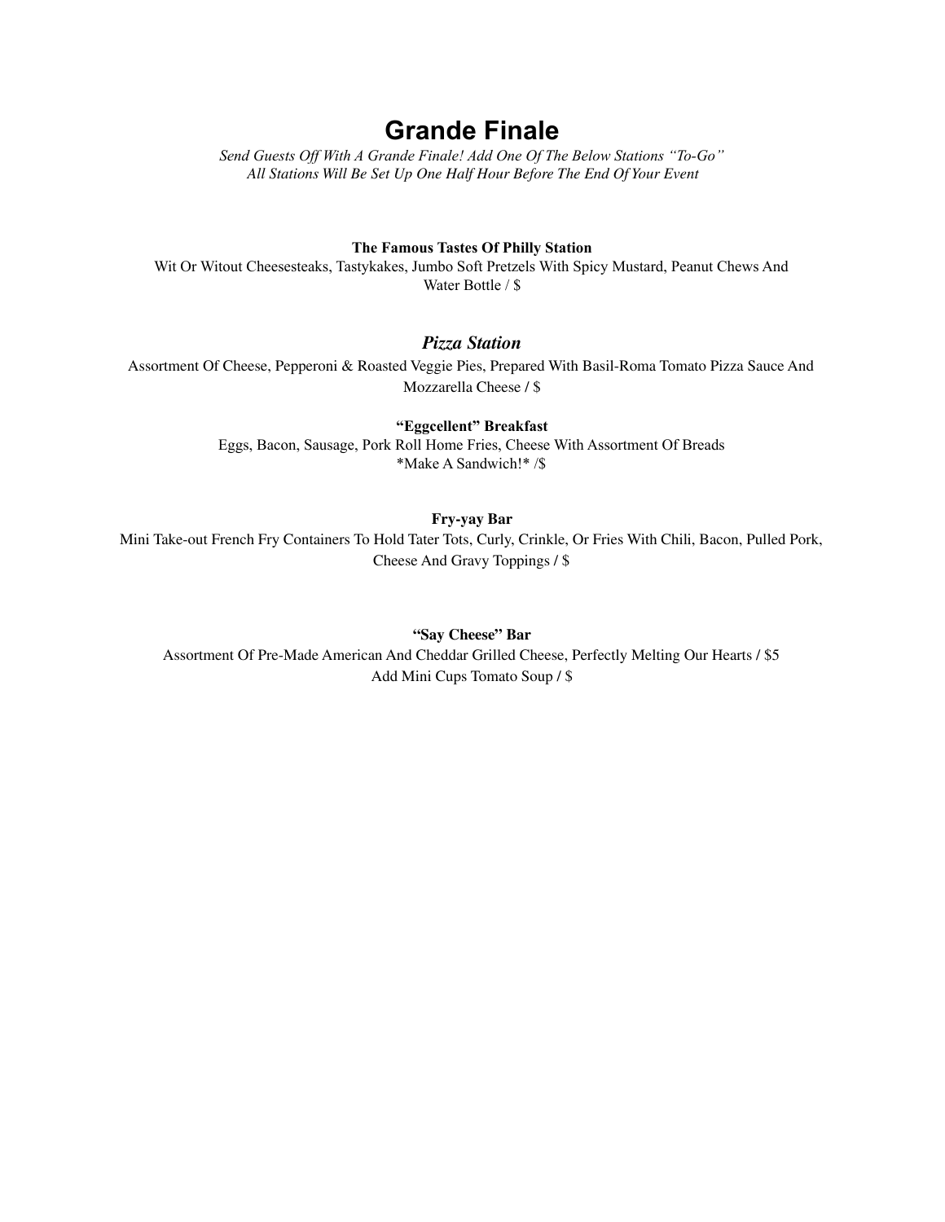# Grande Finale

*Send Guests Off With A Grande Finale! Add One Of The Below Stations "To-Go"*
*All Stations Will Be Set Up One Half Hour Before The End Of Your Event*

**The Famous Tastes Of Philly Station**

Wit Or Witout Cheesesteaks, Tastykakes, Jumbo Soft Pretzels With Spicy Mustard, Peanut Chews And Water Bottle / $

***Pizza Station***

Assortment Of Cheese, Pepperoni & Roasted Veggie Pies, Prepared With Basil-Roma Tomato Pizza Sauce And Mozzarella Cheese / $

**"Eggcellent" Breakfast**

Eggs, Bacon, Sausage, Pork Roll Home Fries, Cheese With Assortment Of Breads
*Make A Sandwich!* /$

**Fry-yay Bar**

Mini Take-out French Fry Containers To Hold Tater Tots, Curly, Crinkle, Or Fries With Chili, Bacon, Pulled Pork, Cheese And Gravy Toppings / $

**"Say Cheese" Bar**

Assortment Of Pre-Made American And Cheddar Grilled Cheese, Perfectly Melting Our Hearts / $5
Add Mini Cups Tomato Soup / $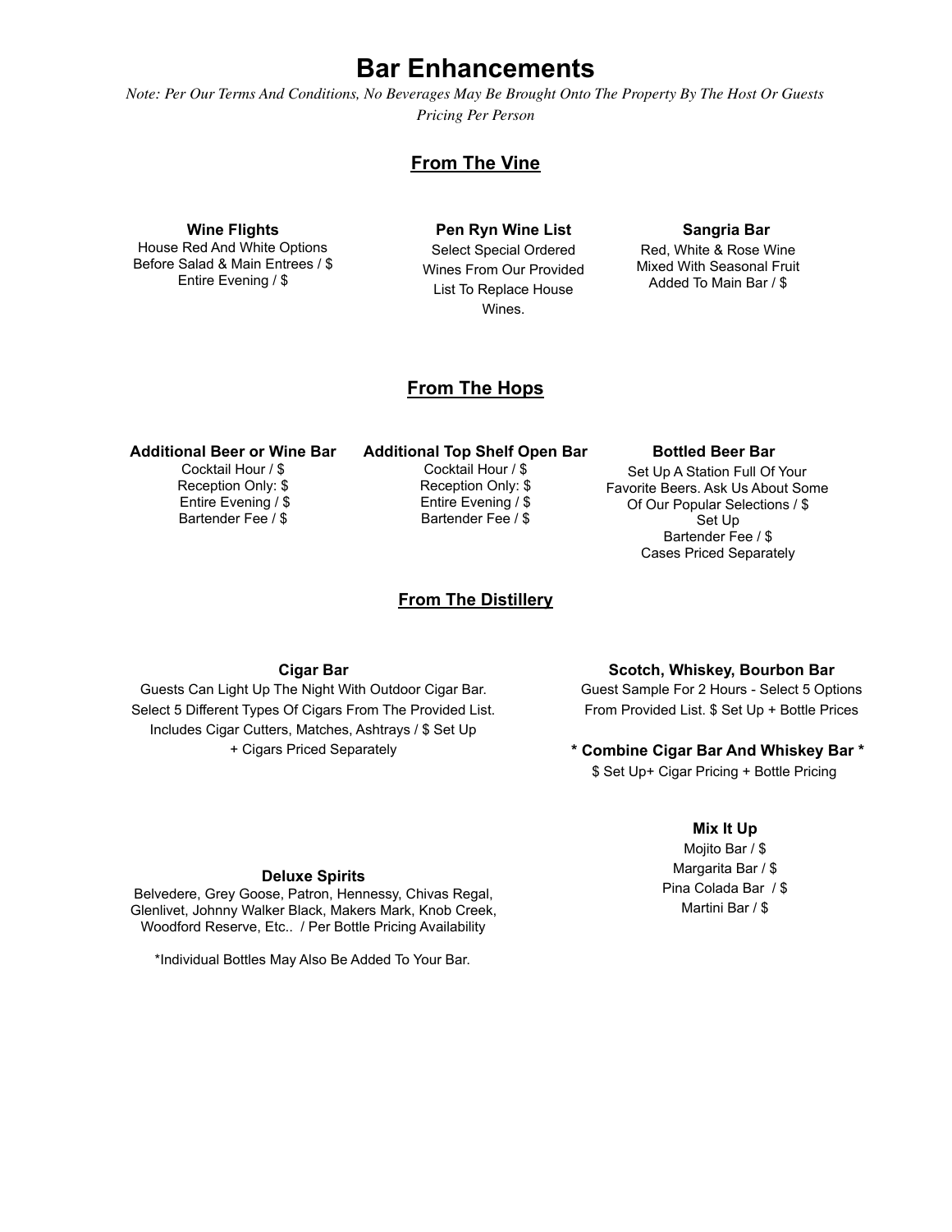# Bar Enhancements

*Note: Per Our Terms And Conditions, No Beverages May Be Brought Onto The Property By The Host Or Guests*

*Pricing Per Person*

## From The Vine

**Wine Flights**

House Red And White Options
Before Salad & Main Entrees / $
Entire Evening / $

**Pen Ryn Wine List**

Select Special Ordered Wines From Our Provided List To Replace House Wines.

**Sangria Bar**

Red, White & Rose Wine Mixed With Seasonal Fruit
Added To Main Bar / $

## From The Hops

**Additional Beer or Wine Bar**

Cocktail Hour / $
Reception Only: $
Entire Evening / $
Bartender Fee / $

**Additional Top Shelf Open Bar**

Cocktail Hour / $
Reception Only: $
Entire Evening / $
Bartender Fee / $

**Bottled Beer Bar**

Set Up A Station Full Of Your Favorite Beers. Ask Us About Some Of Our Popular Selections / $ Set Up
Bartender Fee / $
Cases Priced Separately

## From The Distillery

**Cigar Bar**

Guests Can Light Up The Night With Outdoor Cigar Bar. Select 5 Different Types Of Cigars From The Provided List. Includes Cigar Cutters, Matches, Ashtrays / $ Set Up + Cigars Priced Separately

**Scotch, Whiskey, Bourbon Bar**

Guest Sample For 2 Hours - Select 5 Options From Provided List. $ Set Up + Bottle Prices

**\* Combine Cigar Bar And Whiskey Bar \***

$ Set Up+ Cigar Pricing + Bottle Pricing

**Mix It Up**

Mojito Bar / $
Margarita Bar / $
Pina Colada Bar / $
Martini Bar / $

**Deluxe Spirits**

Belvedere, Grey Goose, Patron, Hennessy, Chivas Regal, Glenlivet, Johnny Walker Black, Makers Mark, Knob Creek, Woodford Reserve, Etc.. / Per Bottle Pricing Availability

*Individual Bottles May Also Be Added To Your Bar.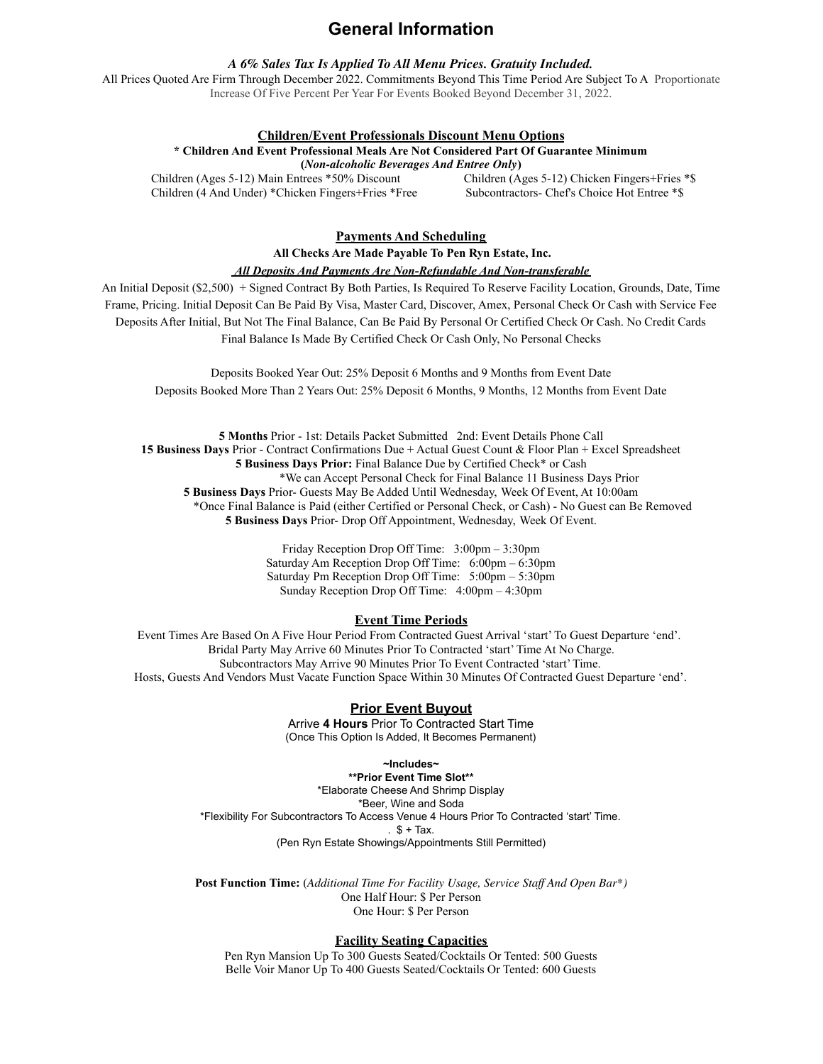# General Information

***A 6% Sales Tax Is Applied To All Menu Prices. Gratuity Included.***

All Prices Quoted Are Firm Through December 2022. Commitments Beyond This Time Period Are Subject To A Proportionate Increase Of Five Percent Per Year For Events Booked Beyond December 31, 2022.

## Children/Event Professionals Discount Menu Options

**\* Children And Event Professional Meals Are Not Considered Part Of Guarantee Minimum**

**(*Non-alcoholic Beverages And Entree Only*)**

Children (Ages 5-12) Main Entrees *50% Discount

Children (4 And Under) *Chicken Fingers+Fries *Free

Children (Ages 5-12) Chicken Fingers+Fries *$

Subcontractors- Chef's Choice Hot Entree *$

## Payments And Scheduling

**All Checks Are Made Payable To Pen Ryn Estate, Inc.**

***All Deposits And Payments Are Non-Refundable And Non-transferable***

An Initial Deposit ($2,500) + Signed Contract By Both Parties, Is Required To Reserve Facility Location, Grounds, Date, Time Frame, Pricing. Initial Deposit Can Be Paid By Visa, Master Card, Discover, Amex, Personal Check Or Cash with Service Fee Deposits After Initial, But Not The Final Balance, Can Be Paid By Personal Or Certified Check Or Cash. No Credit Cards Final Balance Is Made By Certified Check Or Cash Only, No Personal Checks

Deposits Booked Year Out: 25% Deposit 6 Months and 9 Months from Event Date

Deposits Booked More Than 2 Years Out: 25% Deposit 6 Months, 9 Months, 12 Months from Event Date

**5 Months** Prior - 1st: Details Packet Submitted 2nd: Event Details Phone Call

**15 Business Days** Prior - Contract Confirmations Due + Actual Guest Count & Floor Plan + Excel Spreadsheet

**5 Business Days Prior:** Final Balance Due by Certified Check* or Cash

*We can Accept Personal Check for Final Balance 11 Business Days Prior

**5 Business Days** Prior- Guests May Be Added Until Wednesday, Week Of Event, At 10:00am

*Once Final Balance is Paid (either Certified or Personal Check, or Cash) - No Guest can Be Removed

**5 Business Days** Prior- Drop Off Appointment, Wednesday, Week Of Event.

Friday Reception Drop Off Time: 3:00pm – 3:30pm

Saturday Am Reception Drop Off Time: 6:00pm – 6:30pm

Saturday Pm Reception Drop Off Time: 5:00pm – 5:30pm

Sunday Reception Drop Off Time: 4:00pm – 4:30pm

## Event Time Periods

Event Times Are Based On A Five Hour Period From Contracted Guest Arrival 'start' To Guest Departure 'end'.

Bridal Party May Arrive 60 Minutes Prior To Contracted 'start' Time At No Charge.

Subcontractors May Arrive 90 Minutes Prior To Event Contracted 'start' Time.

Hosts, Guests And Vendors Must Vacate Function Space Within 30 Minutes Of Contracted Guest Departure 'end'.

## Prior Event Buyout

Arrive **4 Hours** Prior To Contracted Start Time

(Once This Option Is Added, It Becomes Permanent)

**~Includes~**

****Prior Event Time Slot****

*Elaborate Cheese And Shrimp Display

*Beer, Wine and Soda

*Flexibility For Subcontractors To Access Venue 4 Hours Prior To Contracted 'start' Time.

. $ + Tax.

(Pen Ryn Estate Showings/Appointments Still Permitted)

**Post Function Time:** (*Additional Time For Facility Usage, Service Staff And Open Bar\**)

One Half Hour: $ Per Person

One Hour: $ Per Person

## Facility Seating Capacities

Pen Ryn Mansion Up To 300 Guests Seated/Cocktails Or Tented: 500 Guests

Belle Voir Manor Up To 400 Guests Seated/Cocktails Or Tented: 600 Guests